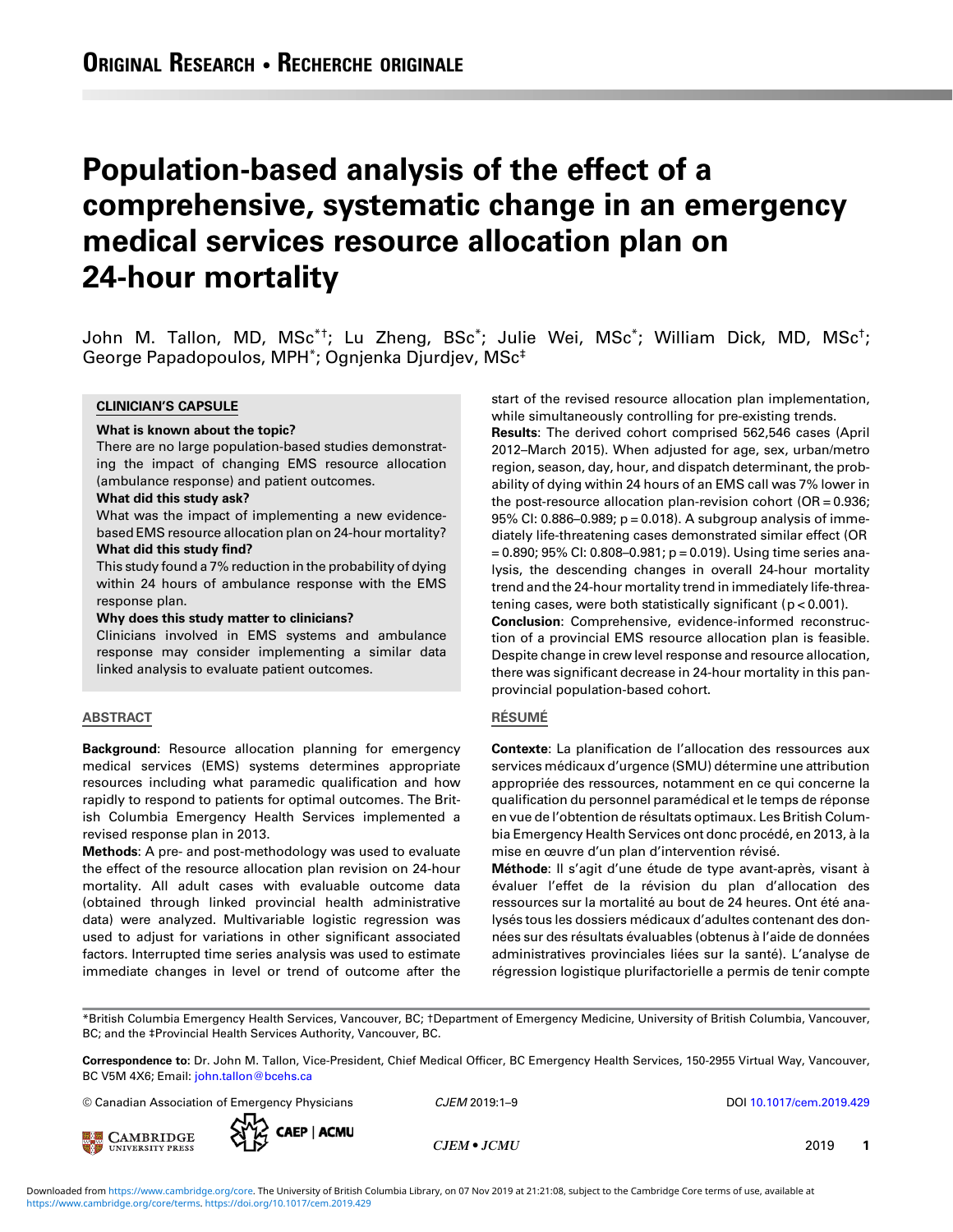ORIGINAL RESEARCH • RECHERCHE ORIGINALE

# Population-based analysis of the effect of a comprehensive, systematic change in an emergency medical services resource allocation plan on 24-hour mortality

John M. Tallon, MD, MSc[*†]; Lu Zheng, BSc[*]; Julie Wei, MSc[*]; William Dick, MD, MSc[†]; George Papadopoulos, MPH[*]; Ognjenka Djurdjev, MSc[‡]

## CLINICIAN'S CAPSULE

**What is known about the topic?**
There are no large population-based studies demonstrating the impact of changing EMS resource allocation (ambulance response) and patient outcomes.

**What did this study ask?**
What was the impact of implementing a new evidence-based EMS resource allocation plan on 24-hour mortality?

**What did this study find?**
This study found a 7% reduction in the probability of dying within 24 hours of ambulance response with the EMS response plan.

**Why does this study matter to clinicians?**
Clinicians involved in EMS systems and ambulance response may consider implementing a similar data linked analysis to evaluate patient outcomes.

## ABSTRACT

**Background**: Resource allocation planning for emergency medical services (EMS) systems determines appropriate resources including what paramedic qualification and how rapidly to respond to patients for optimal outcomes. The British Columbia Emergency Health Services implemented a revised response plan in 2013.

**Methods**: A pre- and post-methodology was used to evaluate the effect of the resource allocation plan revision on 24-hour mortality. All adult cases with evaluable outcome data (obtained through linked provincial health administrative data) were analyzed. Multivariable logistic regression was used to adjust for variations in other significant associated factors. Interrupted time series analysis was used to estimate immediate changes in level or trend of outcome after the start of the revised resource allocation plan implementation, while simultaneously controlling for pre-existing trends.

**Results**: The derived cohort comprised 562,546 cases (April 2012–March 2015). When adjusted for age, sex, urban/metro region, season, day, hour, and dispatch determinant, the probability of dying within 24 hours of an EMS call was 7% lower in the post-resource allocation plan-revision cohort (OR = 0.936; 95% CI: 0.886–0.989; p = 0.018). A subgroup analysis of immediately life-threatening cases demonstrated similar effect (OR = 0.890; 95% CI: 0.808–0.981; p = 0.019). Using time series analysis, the descending changes in overall 24-hour mortality trend and the 24-hour mortality trend in immediately life-threatening cases, were both statistically significant (p < 0.001).

**Conclusion**: Comprehensive, evidence-informed reconstruction of a provincial EMS resource allocation plan is feasible. Despite change in crew level response and resource allocation, there was significant decrease in 24-hour mortality in this pan-provincial population-based cohort.

## RÉSUMÉ

**Contexte**: La planification de l'allocation des ressources aux services médicaux d'urgence (SMU) détermine une attribution appropriée des ressources, notamment en ce qui concerne la qualification du personnel paramédical et le temps de réponse en vue de l'obtention de résultats optimaux. Les British Columbia Emergency Health Services ont donc procédé, en 2013, à la mise en œuvre d'un plan d'intervention révisé.

**Méthode**: Il s'agit d'une étude de type avant-après, visant à évaluer l'effet de la révision du plan d'allocation des ressources sur la mortalité au bout de 24 heures. Ont été analysés tous les dossiers médicaux d'adultes contenant des données sur des résultats évaluables (obtenus à l'aide de données administratives provinciales liées sur la santé). L'analyse de régression logistique plurifactorielle a permis de tenir compte

---

*British Columbia Emergency Health Services, Vancouver, BC; †Department of Emergency Medicine, University of British Columbia, Vancouver, BC; and the ‡Provincial Health Services Authority, Vancouver, BC.

**Correspondence to:** Dr. John M. Tallon, Vice-President, Chief Medical Officer, BC Emergency Health Services, 150-2955 Virtual Way, Vancouver, BC V5M 4X6; Email: john.tallon@bcehs.ca

© Canadian Association of Emergency Physicians    *CJEM* 2019:1–9    DOI 10.1017/cem.2019.429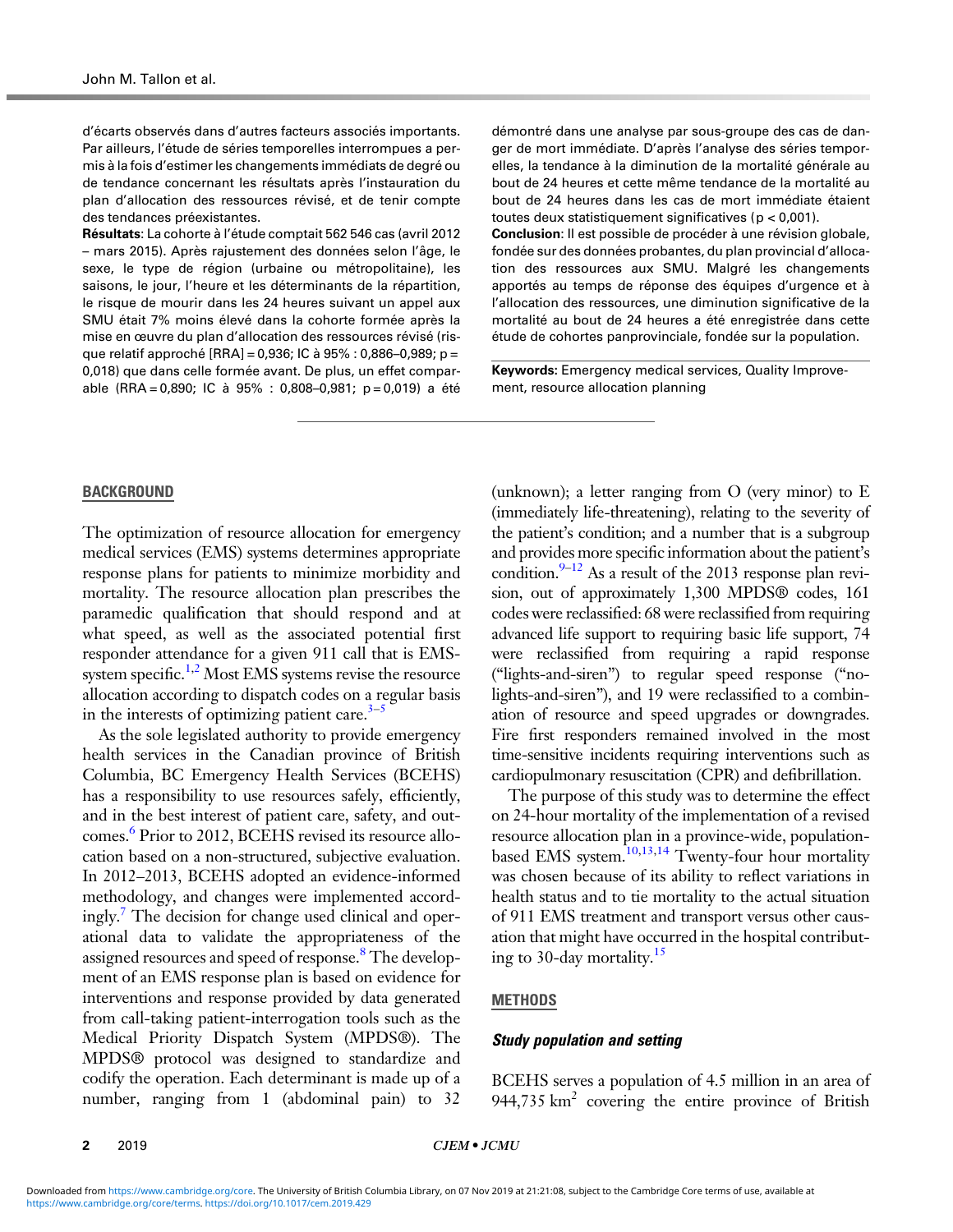d'écarts observés dans d'autres facteurs associés importants. Par ailleurs, l'étude de séries temporelles interrompues a permis à la fois d'estimer les changements immédiats de degré ou de tendance concernant les résultats après l'instauration du plan d'allocation des ressources révisé, et de tenir compte des tendances préexistantes.

**Résultats**: La cohorte à l'étude comptait 562 546 cas (avril 2012 – mars 2015). Après rajustement des données selon l'âge, le sexe, le type de région (urbaine ou métropolitaine), les saisons, le jour, l'heure et les déterminants de la répartition, le risque de mourir dans les 24 heures suivant un appel aux SMU était 7% moins élevé dans la cohorte formée après la mise en œuvre du plan d'allocation des ressources révisé (risque relatif approché [RRA] = 0,936; IC à 95% : 0,886–0,989; p = 0,018) que dans celle formée avant. De plus, un effet comparable (RRA = 0,890; IC à 95% : 0,808–0,981; p = 0,019) a été démontré dans une analyse par sous-groupe des cas de danger de mort immédiate. D'après l'analyse des séries temporelles, la tendance à la diminution de la mortalité générale au bout de 24 heures et cette même tendance de la mortalité au bout de 24 heures dans les cas de mort immédiate étaient toutes deux statistiquement significatives (p < 0,001).

**Conclusion**: Il est possible de procéder à une révision globale, fondée sur des données probantes, du plan provincial d'allocation des ressources aux SMU. Malgré les changements apportés au temps de réponse des équipes d'urgence et à l'allocation des ressources, une diminution significative de la mortalité au bout de 24 heures a été enregistrée dans cette étude de cohortes panprovinciale, fondée sur la population.

**Keywords:** Emergency medical services, Quality Improvement, resource allocation planning

## BACKGROUND

The optimization of resource allocation for emergency medical services (EMS) systems determines appropriate response plans for patients to minimize morbidity and mortality. The resource allocation plan prescribes the paramedic qualification that should respond and at what speed, as well as the associated potential first responder attendance for a given 911 call that is EMS-system specific.[1,2] Most EMS systems revise the resource allocation according to dispatch codes on a regular basis in the interests of optimizing patient care.[3–5]

As the sole legislated authority to provide emergency health services in the Canadian province of British Columbia, BC Emergency Health Services (BCEHS) has a responsibility to use resources safely, efficiently, and in the best interest of patient care, safety, and outcomes.[6] Prior to 2012, BCEHS revised its resource allocation based on a non-structured, subjective evaluation. In 2012–2013, BCEHS adopted an evidence-informed methodology, and changes were implemented accordingly.[7] The decision for change used clinical and operational data to validate the appropriateness of the assigned resources and speed of response.[8] The development of an EMS response plan is based on evidence for interventions and response provided by data generated from call-taking patient-interrogation tools such as the Medical Priority Dispatch System (MPDS®). The MPDS® protocol was designed to standardize and codify the operation. Each determinant is made up of a number, ranging from 1 (abdominal pain) to 32 (unknown); a letter ranging from O (very minor) to E (immediately life-threatening), relating to the severity of the patient's condition; and a number that is a subgroup and provides more specific information about the patient's condition.[9–12] As a result of the 2013 response plan revision, out of approximately 1,300 MPDS® codes, 161 codes were reclassified: 68 were reclassified from requiring advanced life support to requiring basic life support, 74 were reclassified from requiring a rapid response ("lights-and-siren") to regular speed response ("no-lights-and-siren"), and 19 were reclassified to a combination of resource and speed upgrades or downgrades. Fire first responders remained involved in the most time-sensitive incidents requiring interventions such as cardiopulmonary resuscitation (CPR) and defibrillation.

The purpose of this study was to determine the effect on 24-hour mortality of the implementation of a revised resource allocation plan in a province-wide, population-based EMS system.[10,13,14] Twenty-four hour mortality was chosen because of its ability to reflect variations in health status and to tie mortality to the actual situation of 911 EMS treatment and transport versus other causation that might have occurred in the hospital contributing to 30-day mortality.[15]

## METHODS

### Study population and setting

BCEHS serves a population of 4.5 million in an area of 944,735 km$^2$ covering the entire province of British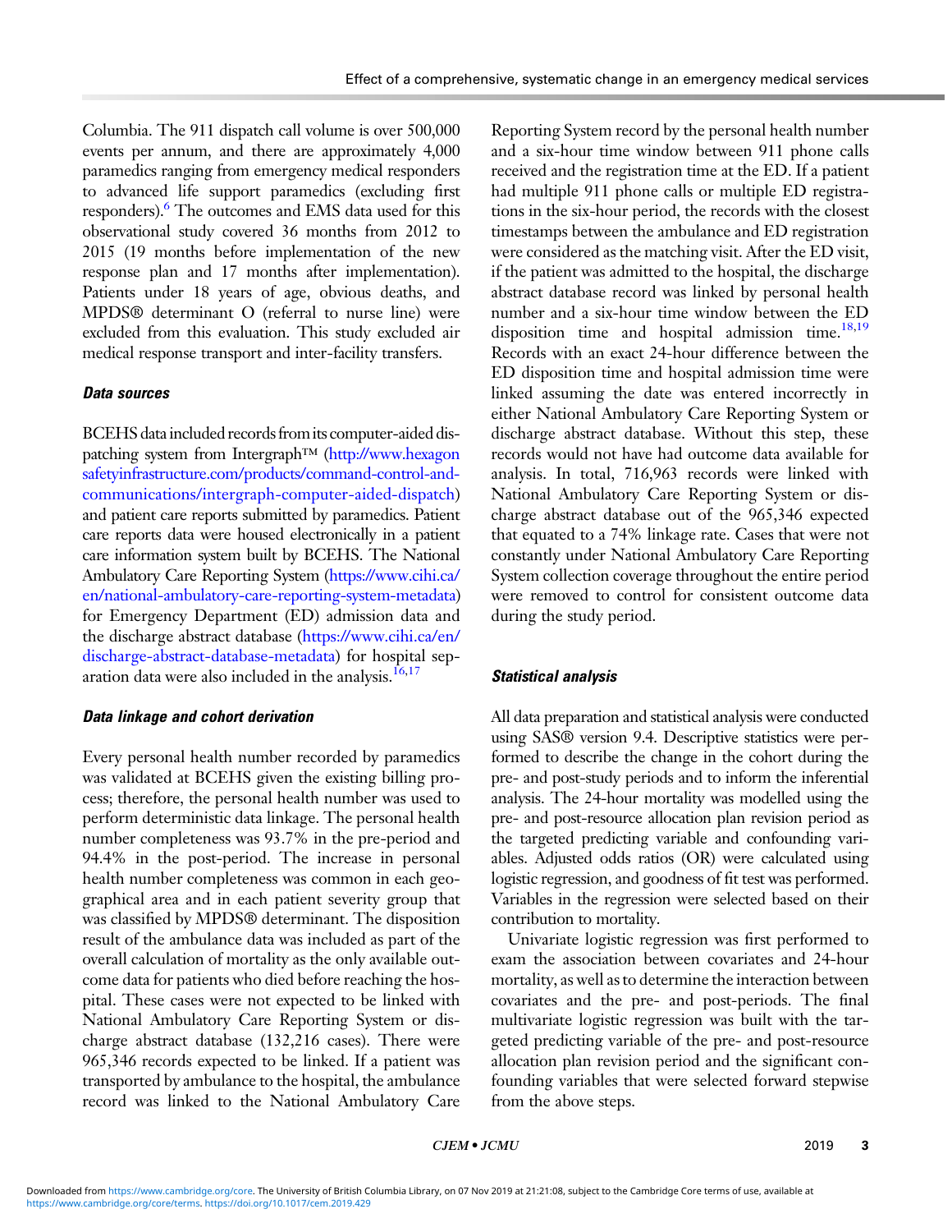Columbia. The 911 dispatch call volume is over 500,000 events per annum, and there are approximately 4,000 paramedics ranging from emergency medical responders to advanced life support paramedics (excluding first responders).[6] The outcomes and EMS data used for this observational study covered 36 months from 2012 to 2015 (19 months before implementation of the new response plan and 17 months after implementation). Patients under 18 years of age, obvious deaths, and MPDS® determinant O (referral to nurse line) were excluded from this evaluation. This study excluded air medical response transport and inter-facility transfers.

### Data sources

BCEHS data included records from its computer-aided dispatching system from Intergraph™ (http://www.hexagonsafetyinfrastructure.com/products/command-control-and-communications/intergraph-computer-aided-dispatch) and patient care reports submitted by paramedics. Patient care reports data were housed electronically in a patient care information system built by BCEHS. The National Ambulatory Care Reporting System (https://www.cihi.ca/en/national-ambulatory-care-reporting-system-metadata) for Emergency Department (ED) admission data and the discharge abstract database (https://www.cihi.ca/en/discharge-abstract-database-metadata) for hospital separation data were also included in the analysis.[16,17]

### Data linkage and cohort derivation

Every personal health number recorded by paramedics was validated at BCEHS given the existing billing process; therefore, the personal health number was used to perform deterministic data linkage. The personal health number completeness was 93.7% in the pre-period and 94.4% in the post-period. The increase in personal health number completeness was common in each geographical area and in each patient severity group that was classified by MPDS® determinant. The disposition result of the ambulance data was included as part of the overall calculation of mortality as the only available outcome data for patients who died before reaching the hospital. These cases were not expected to be linked with National Ambulatory Care Reporting System or discharge abstract database (132,216 cases). There were 965,346 records expected to be linked. If a patient was transported by ambulance to the hospital, the ambulance record was linked to the National Ambulatory Care Reporting System record by the personal health number and a six-hour time window between 911 phone calls received and the registration time at the ED. If a patient had multiple 911 phone calls or multiple ED registrations in the six-hour period, the records with the closest timestamps between the ambulance and ED registration were considered as the matching visit. After the ED visit, if the patient was admitted to the hospital, the discharge abstract database record was linked by personal health number and a six-hour time window between the ED disposition time and hospital admission time.[18,19] Records with an exact 24-hour difference between the ED disposition time and hospital admission time were linked assuming the date was entered incorrectly in either National Ambulatory Care Reporting System or discharge abstract database. Without this step, these records would not have had outcome data available for analysis. In total, 716,963 records were linked with National Ambulatory Care Reporting System or discharge abstract database out of the 965,346 expected that equated to a 74% linkage rate. Cases that were not constantly under National Ambulatory Care Reporting System collection coverage throughout the entire period were removed to control for consistent outcome data during the study period.

### Statistical analysis

All data preparation and statistical analysis were conducted using SAS® version 9.4. Descriptive statistics were performed to describe the change in the cohort during the pre- and post-study periods and to inform the inferential analysis. The 24-hour mortality was modelled using the pre- and post-resource allocation plan revision period as the targeted predicting variable and confounding variables. Adjusted odds ratios (OR) were calculated using logistic regression, and goodness of fit test was performed. Variables in the regression were selected based on their contribution to mortality.

Univariate logistic regression was first performed to exam the association between covariates and 24-hour mortality, as well as to determine the interaction between covariates and the pre- and post-periods. The final multivariate logistic regression was built with the targeted predicting variable of the pre- and post-resource allocation plan revision period and the significant confounding variables that were selected forward stepwise from the above steps.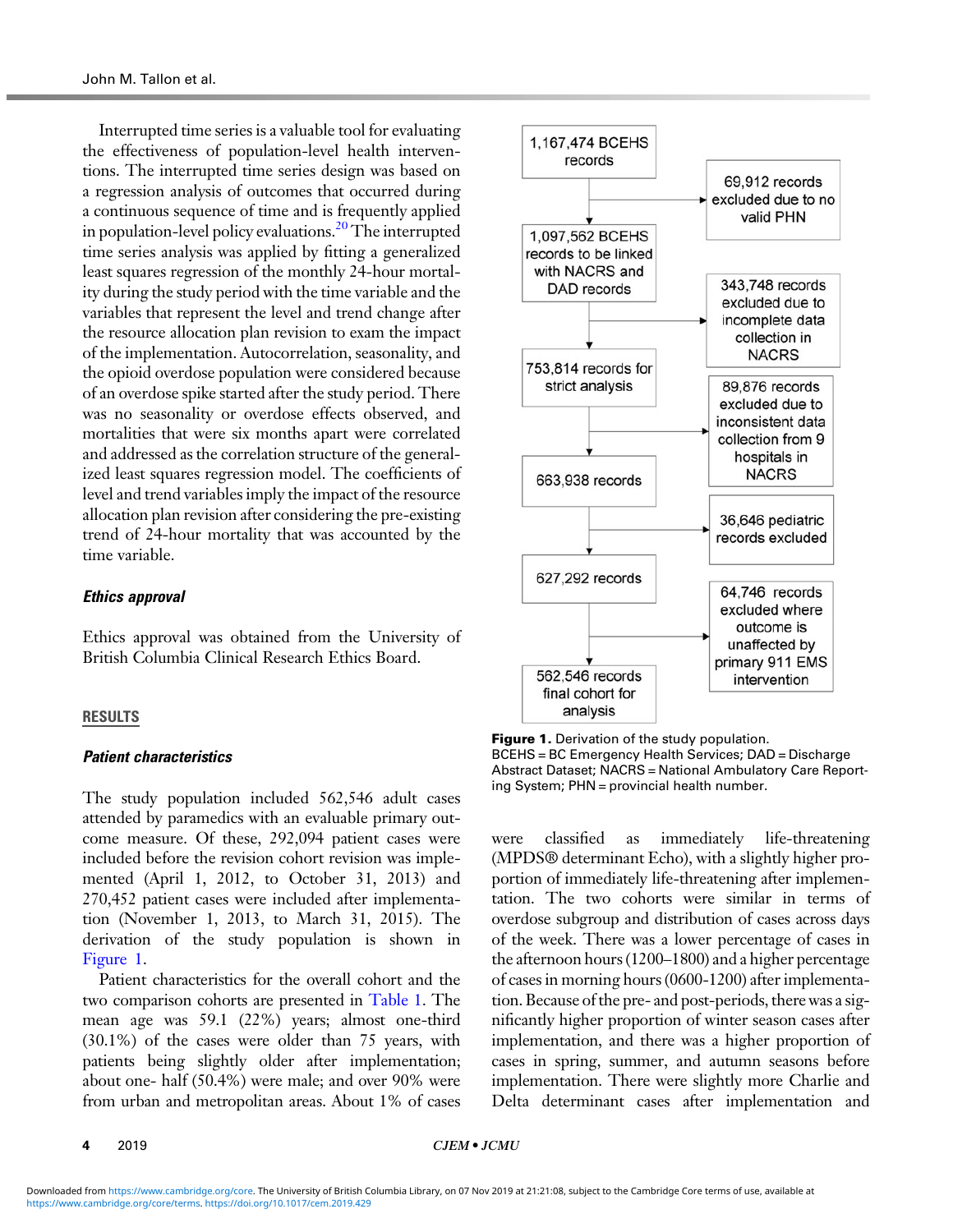Interrupted time series is a valuable tool for evaluating the effectiveness of population-level health interventions. The interrupted time series design was based on a regression analysis of outcomes that occurred during a continuous sequence of time and is frequently applied in population-level policy evaluations.[20] The interrupted time series analysis was applied by fitting a generalized least squares regression of the monthly 24-hour mortality during the study period with the time variable and the variables that represent the level and trend change after the resource allocation plan revision to exam the impact of the implementation. Autocorrelation, seasonality, and the opioid overdose population were considered because of an overdose spike started after the study period. There was no seasonality or overdose effects observed, and mortalities that were six months apart were correlated and addressed as the correlation structure of the generalized least squares regression model. The coefficients of level and trend variables imply the impact of the resource allocation plan revision after considering the pre-existing trend of 24-hour mortality that was accounted by the time variable.

### *Ethics approval*

Ethics approval was obtained from the University of British Columbia Clinical Research Ethics Board.

## RESULTS

### *Patient characteristics*

The study population included 562,546 adult cases attended by paramedics with an evaluable primary outcome measure. Of these, 292,094 patient cases were included before the revision cohort revision was implemented (April 1, 2012, to October 31, 2013) and 270,452 patient cases were included after implementation (November 1, 2013, to March 31, 2015). The derivation of the study population is shown in Figure 1.

Patient characteristics for the overall cohort and the two comparison cohorts are presented in Table 1. The mean age was 59.1 (22%) years; almost one-third (30.1%) of the cases were older than 75 years, with patients being slightly older after implementation; about one- half (50.4%) were male; and over 90% were from urban and metropolitan areas. About 1% of cases were classified as immediately life-threatening (MPDS® determinant Echo), with a slightly higher proportion of immediately life-threatening after implementation. The two cohorts were similar in terms of overdose subgroup and distribution of cases across days of the week. There was a lower percentage of cases in the afternoon hours (1200–1800) and a higher percentage of cases in morning hours (0600-1200) after implementation. Because of the pre- and post-periods, there was a significantly higher proportion of winter season cases after implementation, and there was a higher proportion of cases in spring, summer, and autumn seasons before implementation. There were slightly more Charlie and Delta determinant cases after implementation and

- 1,167,474 BCEHS records
  - → 69,912 records excluded due to no valid PHN
- 1,097,562 BCEHS records to be linked with NACRS and DAD records
  - → 343,748 records excluded due to incomplete data collection in NACRS
- 753,814 records for strict analysis
  - → 89,876 records excluded due to inconsistent data collection from 9 hospitals in NACRS
- 663,938 records
  - → 36,646 pediatric records excluded
- 627,292 records
  - → 64,746 records excluded where outcome is unaffected by primary 911 EMS intervention
- 562,546 records final cohort for analysis

**Figure 1.** Derivation of the study population.
BCEHS = BC Emergency Health Services; DAD = Discharge Abstract Dataset; NACRS = National Ambulatory Care Reporting System; PHN = provincial health number.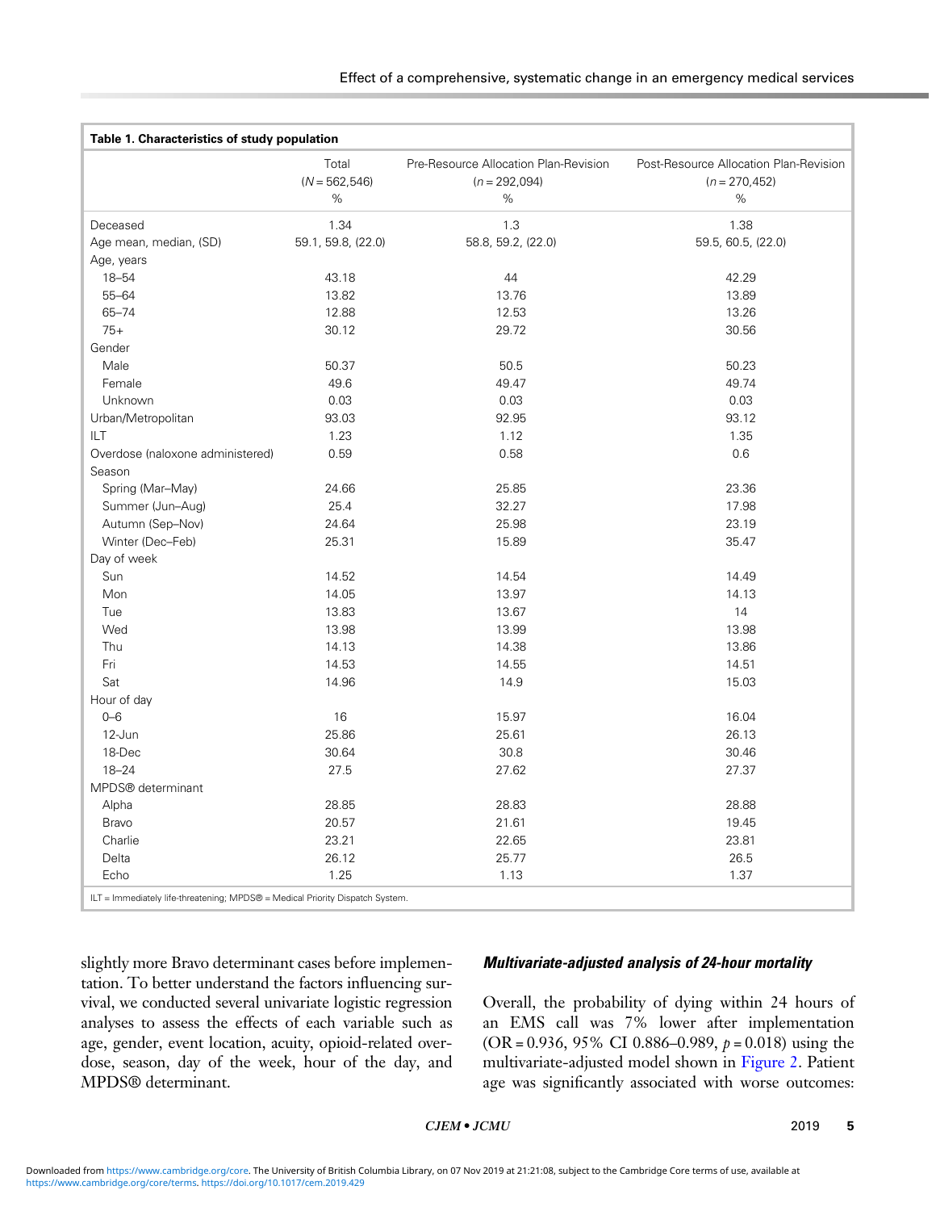**Table 1. Characteristics of study population**

| | Total ($N = 562{,}546$) % | Pre-Resource Allocation Plan-Revision ($n = 292{,}094$) % | Post-Resource Allocation Plan-Revision ($n = 270{,}452$) % |
|---|---|---|---|
| Deceased | 1.34 | 1.3 | 1.38 |
| Age mean, median, (SD) | 59.1, 59.8, (22.0) | 58.8, 59.2, (22.0) | 59.5, 60.5, (22.0) |
| Age, years | | | |
| 18–54 | 43.18 | 44 | 42.29 |
| 55–64 | 13.82 | 13.76 | 13.89 |
| 65–74 | 12.88 | 12.53 | 13.26 |
| 75+ | 30.12 | 29.72 | 30.56 |
| Gender | | | |
| Male | 50.37 | 50.5 | 50.23 |
| Female | 49.6 | 49.47 | 49.74 |
| Unknown | 0.03 | 0.03 | 0.03 |
| Urban/Metropolitan | 93.03 | 92.95 | 93.12 |
| ILT | 1.23 | 1.12 | 1.35 |
| Overdose (naloxone administered) | 0.59 | 0.58 | 0.6 |
| Season | | | |
| Spring (Mar–May) | 24.66 | 25.85 | 23.36 |
| Summer (Jun–Aug) | 25.4 | 32.27 | 17.98 |
| Autumn (Sep–Nov) | 24.64 | 25.98 | 23.19 |
| Winter (Dec–Feb) | 25.31 | 15.89 | 35.47 |
| Day of week | | | |
| Sun | 14.52 | 14.54 | 14.49 |
| Mon | 14.05 | 13.97 | 14.13 |
| Tue | 13.83 | 13.67 | 14 |
| Wed | 13.98 | 13.99 | 13.98 |
| Thu | 14.13 | 14.38 | 13.86 |
| Fri | 14.53 | 14.55 | 14.51 |
| Sat | 14.96 | 14.9 | 15.03 |
| Hour of day | | | |
| 0–6 | 16 | 15.97 | 16.04 |
| 12-Jun | 25.86 | 25.61 | 26.13 |
| 18-Dec | 30.64 | 30.8 | 30.46 |
| 18–24 | 27.5 | 27.62 | 27.37 |
| MPDS® determinant | | | |
| Alpha | 28.85 | 28.83 | 28.88 |
| Bravo | 20.57 | 21.61 | 19.45 |
| Charlie | 23.21 | 22.65 | 23.81 |
| Delta | 26.12 | 25.77 | 26.5 |
| Echo | 1.25 | 1.13 | 1.37 |

ILT = Immediately life-threatening; MPDS® = Medical Priority Dispatch System.

slightly more Bravo determinant cases before implementation. To better understand the factors influencing survival, we conducted several univariate logistic regression analyses to assess the effects of each variable such as age, gender, event location, acuity, opioid-related overdose, season, day of the week, hour of the day, and MPDS® determinant.

### *Multivariate-adjusted analysis of 24-hour mortality*

Overall, the probability of dying within 24 hours of an EMS call was 7% lower after implementation (OR = 0.936, 95% CI 0.886–0.989, $p = 0.018$) using the multivariate-adjusted model shown in Figure 2. Patient age was significantly associated with worse outcomes: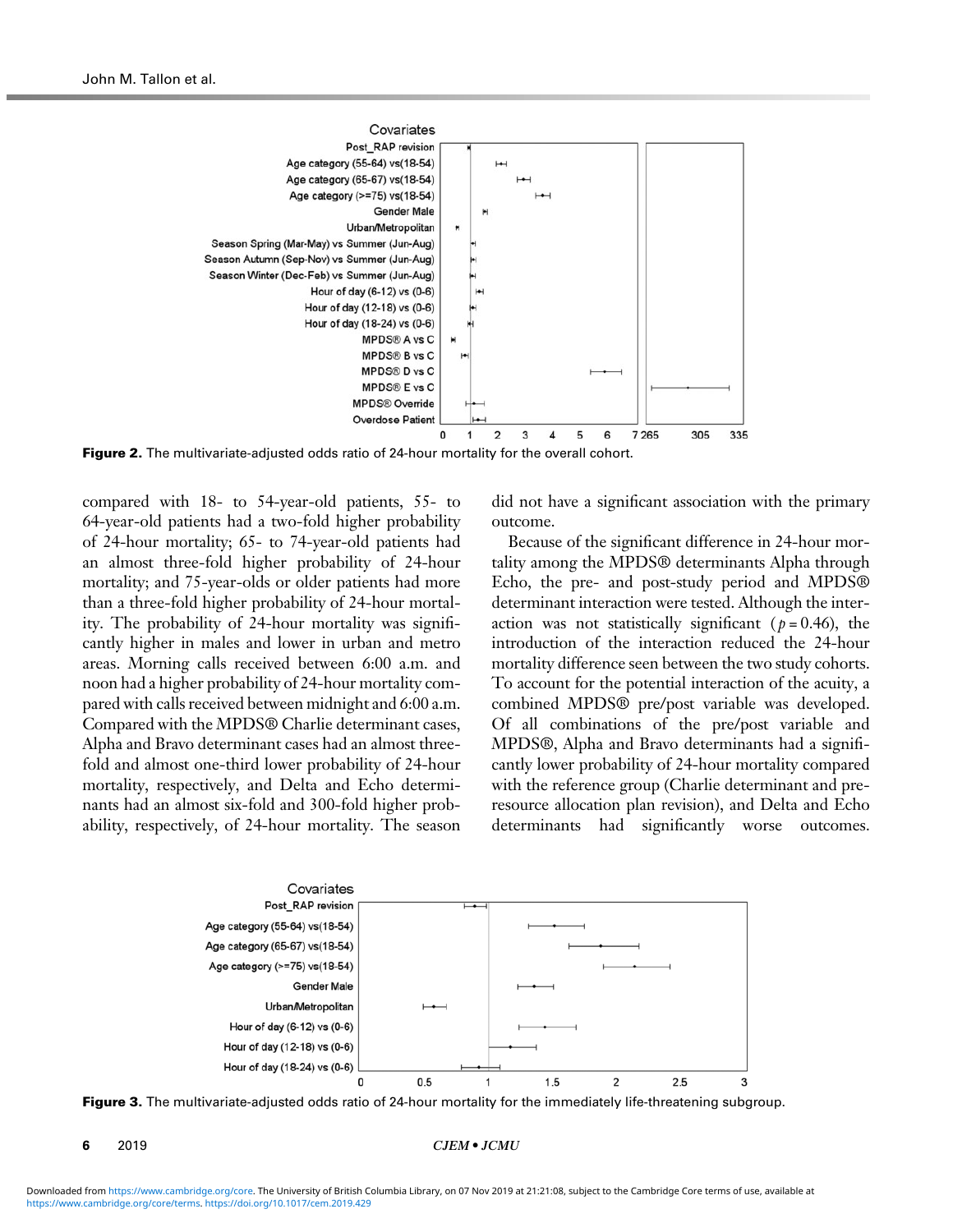**Figure 2.** The multivariate-adjusted odds ratio of 24-hour mortality for the overall cohort.

compared with 18- to 54-year-old patients, 55- to 64-year-old patients had a two-fold higher probability of 24-hour mortality; 65- to 74-year-old patients had an almost three-fold higher probability of 24-hour mortality; and 75-year-olds or older patients had more than a three-fold higher probability of 24-hour mortality. The probability of 24-hour mortality was significantly higher in males and lower in urban and metro areas. Morning calls received between 6:00 a.m. and noon had a higher probability of 24-hour mortality compared with calls received between midnight and 6:00 a.m. Compared with the MPDS® Charlie determinant cases, Alpha and Bravo determinant cases had an almost three-fold and almost one-third lower probability of 24-hour mortality, respectively, and Delta and Echo determinants had an almost six-fold and 300-fold higher probability, respectively, of 24-hour mortality. The season did not have a significant association with the primary outcome.

Because of the significant difference in 24-hour mortality among the MPDS® determinants Alpha through Echo, the pre- and post-study period and MPDS® determinant interaction were tested. Although the interaction was not statistically significant ($p = 0.46$), the introduction of the interaction reduced the 24-hour mortality difference seen between the two study cohorts. To account for the potential interaction of the acuity, a combined MPDS® pre/post variable was developed. Of all combinations of the pre/post variable and MPDS®, Alpha and Bravo determinants had a significantly lower probability of 24-hour mortality compared with the reference group (Charlie determinant and pre-resource allocation plan revision), and Delta and Echo determinants had significantly worse outcomes.

**Figure 3.** The multivariate-adjusted odds ratio of 24-hour mortality for the immediately life-threatening subgroup.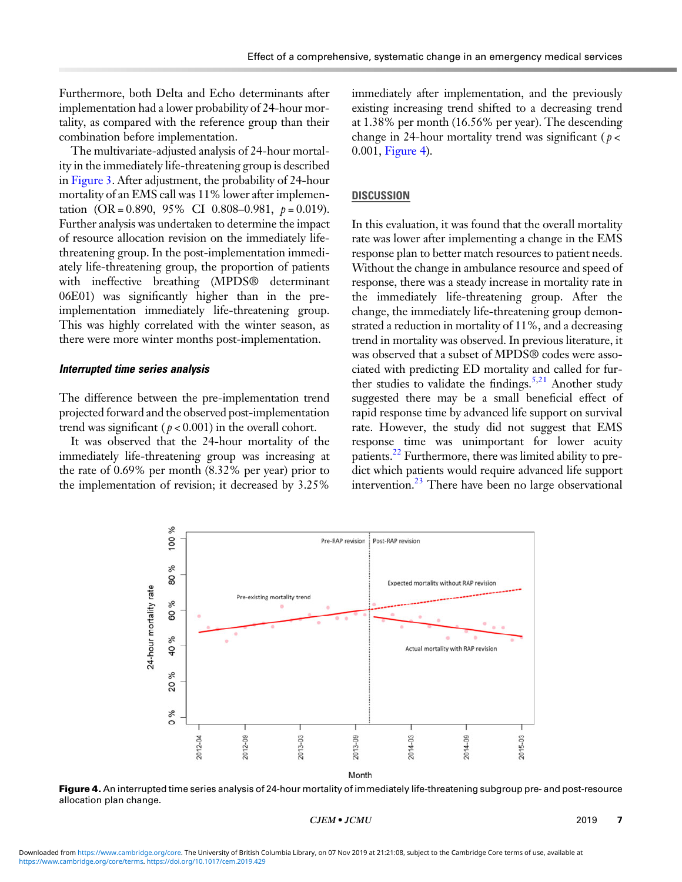Furthermore, both Delta and Echo determinants after implementation had a lower probability of 24-hour mortality, as compared with the reference group than their combination before implementation.

The multivariate-adjusted analysis of 24-hour mortality in the immediately life-threatening group is described in Figure 3. After adjustment, the probability of 24-hour mortality of an EMS call was 11% lower after implementation (OR = 0.890, 95% CI 0.808–0.981, $p = 0.019$). Further analysis was undertaken to determine the impact of resource allocation revision on the immediately life-threatening group. In the post-implementation immediately life-threatening group, the proportion of patients with ineffective breathing (MPDS® determinant 06E01) was significantly higher than in the pre-implementation immediately life-threatening group. This was highly correlated with the winter season, as there were more winter months post-implementation.

### *Interrupted time series analysis*

The difference between the pre-implementation trend projected forward and the observed post-implementation trend was significant ($p < 0.001$) in the overall cohort.

It was observed that the 24-hour mortality of the immediately life-threatening group was increasing at the rate of 0.69% per month (8.32% per year) prior to the implementation of revision; it decreased by 3.25% immediately after implementation, and the previously existing increasing trend shifted to a decreasing trend at 1.38% per month (16.56% per year). The descending change in 24-hour mortality trend was significant ($p < 0.001$, Figure 4).

## DISCUSSION

In this evaluation, it was found that the overall mortality rate was lower after implementing a change in the EMS response plan to better match resources to patient needs. Without the change in ambulance resource and speed of response, there was a steady increase in mortality rate in the immediately life-threatening group. After the change, the immediately life-threatening group demonstrated a reduction in mortality of 11%, and a decreasing trend in mortality was observed. In previous literature, it was observed that a subset of MPDS® codes were associated with predicting ED mortality and called for further studies to validate the findings.[5,21] Another study suggested there may be a small beneficial effect of rapid response time by advanced life support on survival rate. However, the study did not suggest that EMS response time was unimportant for lower acuity patients.[22] Furthermore, there was limited ability to predict which patients would require advanced life support intervention.[23] There have been no large observational

**Figure 4.** An interrupted time series analysis of 24-hour mortality of immediately life-threatening subgroup pre- and post-resource allocation plan change.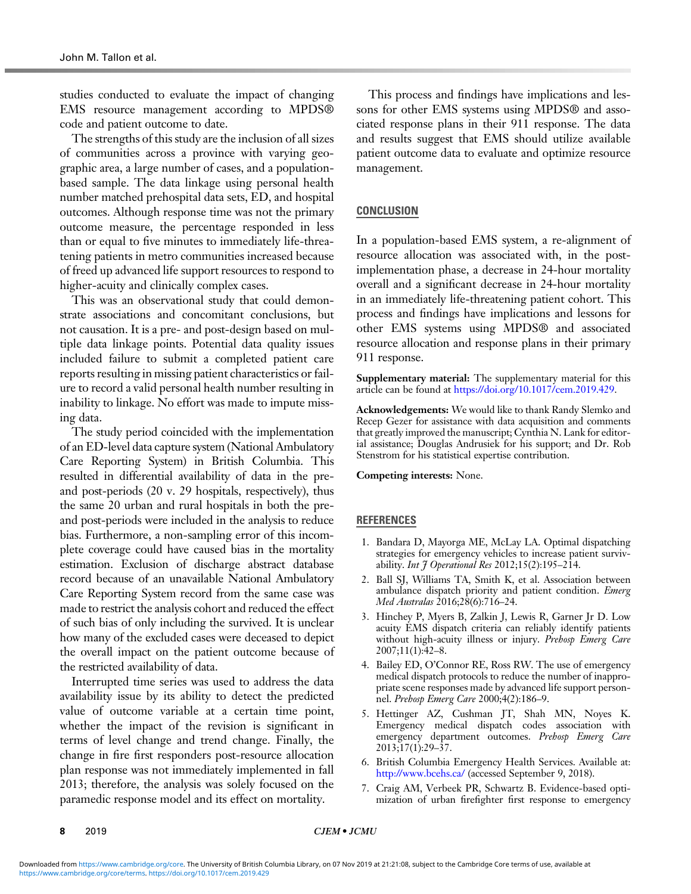studies conducted to evaluate the impact of changing EMS resource management according to MPDS® code and patient outcome to date.

The strengths of this study are the inclusion of all sizes of communities across a province with varying geographic area, a large number of cases, and a population-based sample. The data linkage using personal health number matched prehospital data sets, ED, and hospital outcomes. Although response time was not the primary outcome measure, the percentage responded in less than or equal to five minutes to immediately life-threatening patients in metro communities increased because of freed up advanced life support resources to respond to higher-acuity and clinically complex cases.

This was an observational study that could demonstrate associations and concomitant conclusions, but not causation. It is a pre- and post-design based on multiple data linkage points. Potential data quality issues included failure to submit a completed patient care reports resulting in missing patient characteristics or failure to record a valid personal health number resulting in inability to linkage. No effort was made to impute missing data.

The study period coincided with the implementation of an ED-level data capture system (National Ambulatory Care Reporting System) in British Columbia. This resulted in differential availability of data in the pre- and post-periods (20 v. 29 hospitals, respectively), thus the same 20 urban and rural hospitals in both the pre- and post-periods were included in the analysis to reduce bias. Furthermore, a non-sampling error of this incomplete coverage could have caused bias in the mortality estimation. Exclusion of discharge abstract database record because of an unavailable National Ambulatory Care Reporting System record from the same case was made to restrict the analysis cohort and reduced the effect of such bias of only including the survived. It is unclear how many of the excluded cases were deceased to depict the overall impact on the patient outcome because of the restricted availability of data.

Interrupted time series was used to address the data availability issue by its ability to detect the predicted value of outcome variable at a certain time point, whether the impact of the revision is significant in terms of level change and trend change. Finally, the change in fire first responders post-resource allocation plan response was not immediately implemented in fall 2013; therefore, the analysis was solely focused on the paramedic response model and its effect on mortality.

This process and findings have implications and lessons for other EMS systems using MPDS® and associated response plans in their 911 response. The data and results suggest that EMS should utilize available patient outcome data to evaluate and optimize resource management.

## CONCLUSION

In a population-based EMS system, a re-alignment of resource allocation was associated with, in the post-implementation phase, a decrease in 24-hour mortality overall and a significant decrease in 24-hour mortality in an immediately life-threatening patient cohort. This process and findings have implications and lessons for other EMS systems using MPDS® and associated resource allocation and response plans in their primary 911 response.

**Supplementary material:** The supplementary material for this article can be found at https://doi.org/10.1017/cem.2019.429.

**Acknowledgements:** We would like to thank Randy Slemko and Recep Gezer for assistance with data acquisition and comments that greatly improved the manuscript; Cynthia N. Lank for editorial assistance; Douglas Andrusiek for his support; and Dr. Rob Stenstrom for his statistical expertise contribution.

**Competing interests:** None.

## REFERENCES

1. Bandara D, Mayorga ME, McLay LA. Optimal dispatching strategies for emergency vehicles to increase patient survivability. *Int J Operational Res* 2012;15(2):195–214.
2. Ball SJ, Williams TA, Smith K, et al. Association between ambulance dispatch priority and patient condition. *Emerg Med Australas* 2016;28(6):716–24.
3. Hinchey P, Myers B, Zalkin J, Lewis R, Garner Jr D. Low acuity EMS dispatch criteria can reliably identify patients without high-acuity illness or injury. *Prehosp Emerg Care* 2007;11(1):42–8.
4. Bailey ED, O'Connor RE, Ross RW. The use of emergency medical dispatch protocols to reduce the number of inappropriate scene responses made by advanced life support personnel. *Prehosp Emerg Care* 2000;4(2):186–9.
5. Hettinger AZ, Cushman JT, Shah MN, Noyes K. Emergency medical dispatch codes association with emergency department outcomes. *Prehosp Emerg Care* 2013;17(1):29–37.
6. British Columbia Emergency Health Services. Available at: http://www.bcehs.ca/ (accessed September 9, 2018).
7. Craig AM, Verbeek PR, Schwartz B. Evidence-based optimization of urban firefighter first response to emergency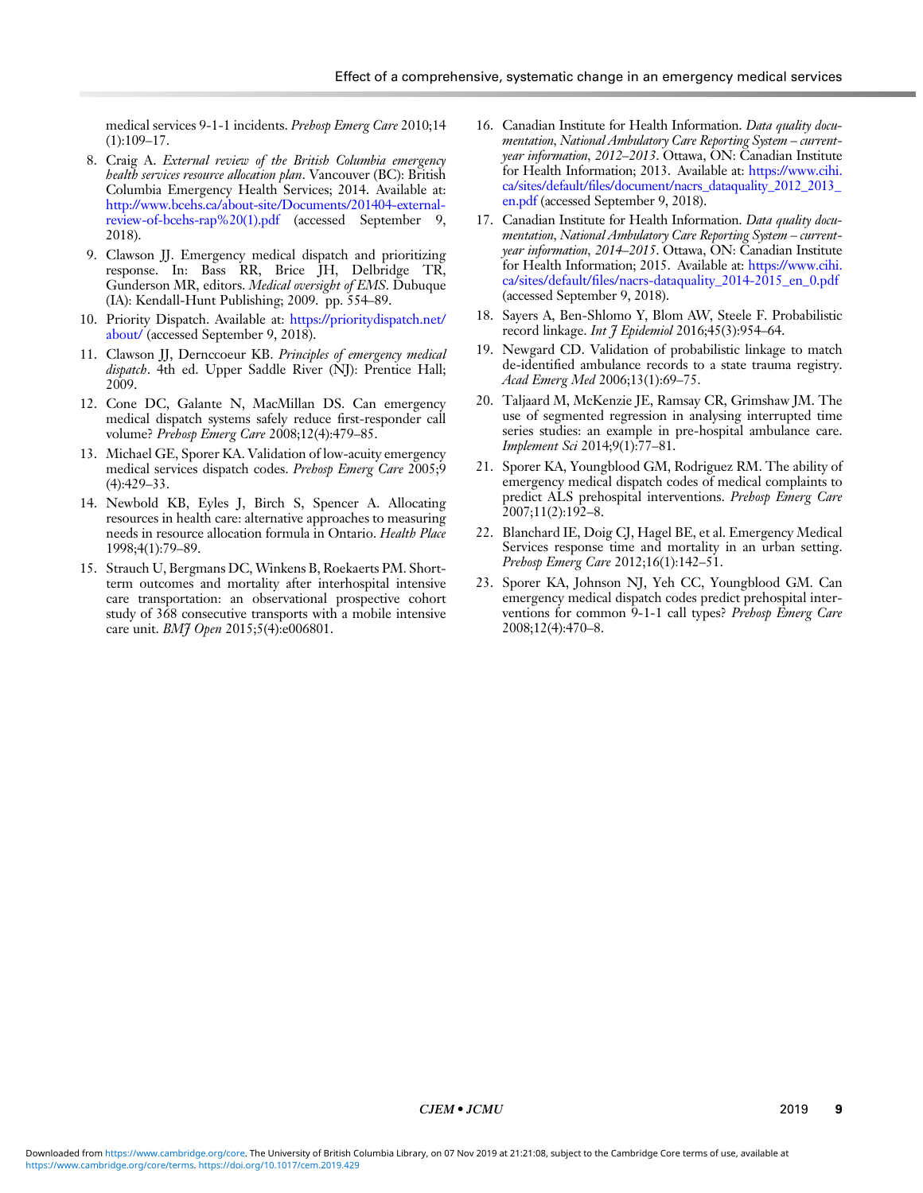medical services 9-1-1 incidents. *Prehosp Emerg Care* 2010;14 (1):109–17.

8. Craig A. *External review of the British Columbia emergency health services resource allocation plan*. Vancouver (BC): British Columbia Emergency Health Services; 2014. Available at: http://www.bcehs.ca/about-site/Documents/201404-external-review-of-bcehs-rap%20(1).pdf (accessed September 9, 2018).
9. Clawson JJ. Emergency medical dispatch and prioritizing response. In: Bass RR, Brice JH, Delbridge TR, Gunderson MR, editors. *Medical oversight of EMS*. Dubuque (IA): Kendall-Hunt Publishing; 2009. pp. 554–89.
10. Priority Dispatch. Available at: https://prioritydispatch.net/about/ (accessed September 9, 2018).
11. Clawson JJ, Dernccoeur KB. *Principles of emergency medical dispatch*. 4th ed. Upper Saddle River (NJ): Prentice Hall; 2009.
12. Cone DC, Galante N, MacMillan DS. Can emergency medical dispatch systems safely reduce first-responder call volume? *Prehosp Emerg Care* 2008;12(4):479–85.
13. Michael GE, Sporer KA. Validation of low-acuity emergency medical services dispatch codes. *Prehosp Emerg Care* 2005;9 (4):429–33.
14. Newbold KB, Eyles J, Birch S, Spencer A. Allocating resources in health care: alternative approaches to measuring needs in resource allocation formula in Ontario. *Health Place* 1998;4(1):79–89.
15. Strauch U, Bergmans DC, Winkens B, Roekaerts PM. Short-term outcomes and mortality after interhospital intensive care transportation: an observational prospective cohort study of 368 consecutive transports with a mobile intensive care unit. *BMJ Open* 2015;5(4):e006801.
16. Canadian Institute for Health Information. *Data quality documentation, National Ambulatory Care Reporting System – current-year information, 2012–2013*. Ottawa, ON: Canadian Institute for Health Information; 2013. Available at: https://www.cihi.ca/sites/default/files/document/nacrs_dataquality_2012_2013_en.pdf (accessed September 9, 2018).
17. Canadian Institute for Health Information. *Data quality documentation, National Ambulatory Care Reporting System – current-year information, 2014–2015*. Ottawa, ON: Canadian Institute for Health Information; 2015. Available at: https://www.cihi.ca/sites/default/files/nacrs-dataquality_2014-2015_en_0.pdf (accessed September 9, 2018).
18. Sayers A, Ben-Shlomo Y, Blom AW, Steele F. Probabilistic record linkage. *Int J Epidemiol* 2016;45(3):954–64.
19. Newgard CD. Validation of probabilistic linkage to match de-identified ambulance records to a state trauma registry. *Acad Emerg Med* 2006;13(1):69–75.
20. Taljaard M, McKenzie JE, Ramsay CR, Grimshaw JM. The use of segmented regression in analysing interrupted time series studies: an example in pre-hospital ambulance care. *Implement Sci* 2014;9(1):77–81.
21. Sporer KA, Youngblood GM, Rodriguez RM. The ability of emergency medical dispatch codes of medical complaints to predict ALS prehospital interventions. *Prehosp Emerg Care* 2007;11(2):192–8.
22. Blanchard IE, Doig CJ, Hagel BE, et al. Emergency Medical Services response time and mortality in an urban setting. *Prehosp Emerg Care* 2012;16(1):142–51.
23. Sporer KA, Johnson NJ, Yeh CC, Youngblood GM. Can emergency medical dispatch codes predict prehospital interventions for common 9-1-1 call types? *Prehosp Emerg Care* 2008;12(4):470–8.